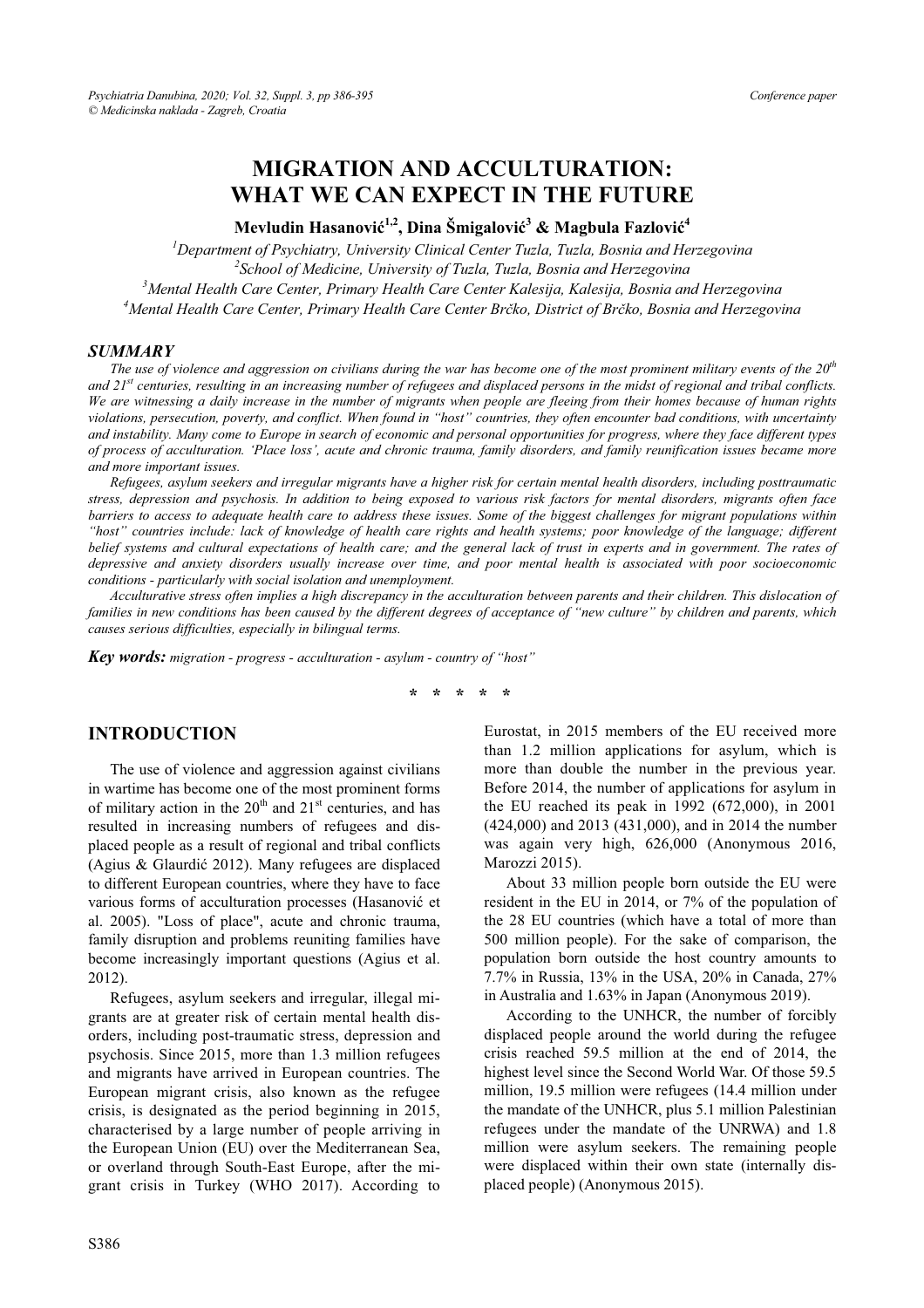# MIGRATION AND ACCULTURATION: WHAT WE CAN EXPECT IN THE FUTURE

**Mevludin Hasanović[1,2], Dina Šmigalović[3] & Magbula Fazlović[4]**

[1]*Department of Psychiatry, University Clinical Center Tuzla, Tuzla, Bosnia and Herzegovina*
[2]*School of Medicine, University of Tuzla, Tuzla, Bosnia and Herzegovina*
[3]*Mental Health Care Center, Primary Health Care Center Kalesija, Kalesija, Bosnia and Herzegovina*
[4]*Mental Health Care Center, Primary Health Care Center Brčko, District of Brčko, Bosnia and Herzegovina*

## SUMMARY

*The use of violence and aggression on civilians during the war has become one of the most prominent military events of the 20th and 21st centuries, resulting in an increasing number of refugees and displaced persons in the midst of regional and tribal conflicts. We are witnessing a daily increase in the number of migrants when people are fleeing from their homes because of human rights violations, persecution, poverty, and conflict. When found in "host" countries, they often encounter bad conditions, with uncertainty and instability. Many come to Europe in search of economic and personal opportunities for progress, where they face different types of process of acculturation. 'Place loss', acute and chronic trauma, family disorders, and family reunification issues became more and more important issues.*

*Refugees, asylum seekers and irregular migrants have a higher risk for certain mental health disorders, including posttraumatic stress, depression and psychosis. In addition to being exposed to various risk factors for mental disorders, migrants often face barriers to access to adequate health care to address these issues. Some of the biggest challenges for migrant populations within "host" countries include: lack of knowledge of health care rights and health systems; poor knowledge of the language; different belief systems and cultural expectations of health care; and the general lack of trust in experts and in government. The rates of depressive and anxiety disorders usually increase over time, and poor mental health is associated with poor socioeconomic conditions - particularly with social isolation and unemployment.*

*Acculturative stress often implies a high discrepancy in the acculturation between parents and their children. This dislocation of families in new conditions has been caused by the different degrees of acceptance of "new culture" by children and parents, which causes serious difficulties, especially in bilingual terms.*

***Key words:*** *migration - progress - acculturation - asylum - country of "host"*

\* \* \* \* \*

## INTRODUCTION

The use of violence and aggression against civilians in wartime has become one of the most prominent forms of military action in the 20th and 21st centuries, and has resulted in increasing numbers of refugees and displaced people as a result of regional and tribal conflicts (Agius & Glaurdić 2012). Many refugees are displaced to different European countries, where they have to face various forms of acculturation processes (Hasanović et al. 2005). "Loss of place", acute and chronic trauma, family disruption and problems reuniting families have become increasingly important questions (Agius et al. 2012).

Refugees, asylum seekers and irregular, illegal migrants are at greater risk of certain mental health disorders, including post-traumatic stress, depression and psychosis. Since 2015, more than 1.3 million refugees and migrants have arrived in European countries. The European migrant crisis, also known as the refugee crisis, is designated as the period beginning in 2015, characterised by a large number of people arriving in the European Union (EU) over the Mediterranean Sea, or overland through South-East Europe, after the migrant crisis in Turkey (WHO 2017). According to Eurostat, in 2015 members of the EU received more than 1.2 million applications for asylum, which is more than double the number in the previous year. Before 2014, the number of applications for asylum in the EU reached its peak in 1992 (672,000), in 2001 (424,000) and 2013 (431,000), and in 2014 the number was again very high, 626,000 (Anonymous 2016, Marozzi 2015).

About 33 million people born outside the EU were resident in the EU in 2014, or 7% of the population of the 28 EU countries (which have a total of more than 500 million people). For the sake of comparison, the population born outside the host country amounts to 7.7% in Russia, 13% in the USA, 20% in Canada, 27% in Australia and 1.63% in Japan (Anonymous 2019).

According to the UNHCR, the number of forcibly displaced people around the world during the refugee crisis reached 59.5 million at the end of 2014, the highest level since the Second World War. Of those 59.5 million, 19.5 million were refugees (14.4 million under the mandate of the UNHCR, plus 5.1 million Palestinian refugees under the mandate of the UNRWA) and 1.8 million were asylum seekers. The remaining people were displaced within their own state (internally displaced people) (Anonymous 2015).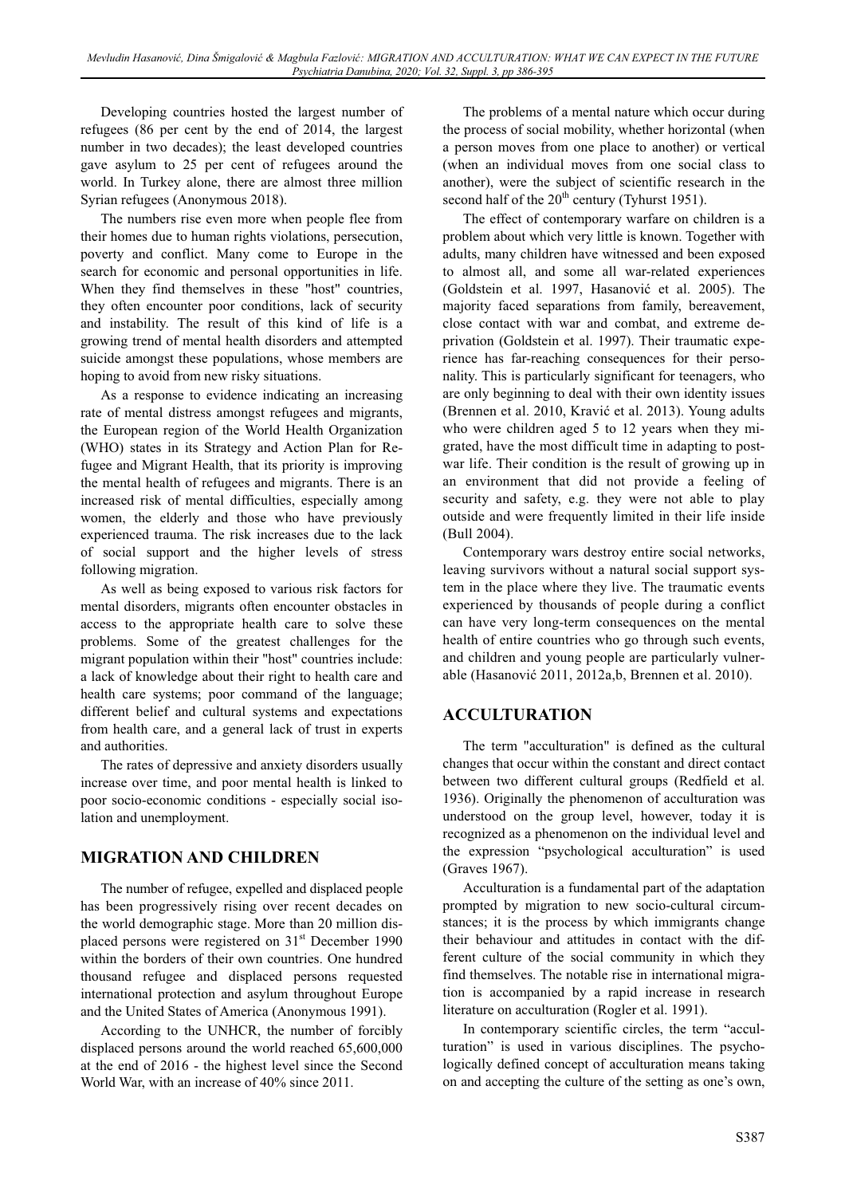Developing countries hosted the largest number of refugees (86 per cent by the end of 2014, the largest number in two decades); the least developed countries gave asylum to 25 per cent of refugees around the world. In Turkey alone, there are almost three million Syrian refugees (Anonymous 2018).

The numbers rise even more when people flee from their homes due to human rights violations, persecution, poverty and conflict. Many come to Europe in the search for economic and personal opportunities in life. When they find themselves in these "host" countries, they often encounter poor conditions, lack of security and instability. The result of this kind of life is a growing trend of mental health disorders and attempted suicide amongst these populations, whose members are hoping to avoid from new risky situations.

As a response to evidence indicating an increasing rate of mental distress amongst refugees and migrants, the European region of the World Health Organization (WHO) states in its Strategy and Action Plan for Refugee and Migrant Health, that its priority is improving the mental health of refugees and migrants. There is an increased risk of mental difficulties, especially among women, the elderly and those who have previously experienced trauma. The risk increases due to the lack of social support and the higher levels of stress following migration.

As well as being exposed to various risk factors for mental disorders, migrants often encounter obstacles in access to the appropriate health care to solve these problems. Some of the greatest challenges for the migrant population within their "host" countries include: a lack of knowledge about their right to health care and health care systems; poor command of the language; different belief and cultural systems and expectations from health care, and a general lack of trust in experts and authorities.

The rates of depressive and anxiety disorders usually increase over time, and poor mental health is linked to poor socio-economic conditions - especially social isolation and unemployment.

## MIGRATION AND CHILDREN

The number of refugee, expelled and displaced people has been progressively rising over recent decades on the world demographic stage. More than 20 million displaced persons were registered on 31st December 1990 within the borders of their own countries. One hundred thousand refugee and displaced persons requested international protection and asylum throughout Europe and the United States of America (Anonymous 1991).

According to the UNHCR, the number of forcibly displaced persons around the world reached 65,600,000 at the end of 2016 - the highest level since the Second World War, with an increase of 40% since 2011.

The problems of a mental nature which occur during the process of social mobility, whether horizontal (when a person moves from one place to another) or vertical (when an individual moves from one social class to another), were the subject of scientific research in the second half of the 20th century (Tyhurst 1951).

The effect of contemporary warfare on children is a problem about which very little is known. Together with adults, many children have witnessed and been exposed to almost all, and some all war-related experiences (Goldstein et al. 1997, Hasanović et al. 2005). The majority faced separations from family, bereavement, close contact with war and combat, and extreme deprivation (Goldstein et al. 1997). Their traumatic experience has far-reaching consequences for their personality. This is particularly significant for teenagers, who are only beginning to deal with their own identity issues (Brennen et al. 2010, Kravić et al. 2013). Young adults who were children aged 5 to 12 years when they migrated, have the most difficult time in adapting to postwar life. Their condition is the result of growing up in an environment that did not provide a feeling of security and safety, e.g. they were not able to play outside and were frequently limited in their life inside (Bull 2004).

Contemporary wars destroy entire social networks, leaving survivors without a natural social support system in the place where they live. The traumatic events experienced by thousands of people during a conflict can have very long-term consequences on the mental health of entire countries who go through such events, and children and young people are particularly vulnerable (Hasanović 2011, 2012a,b, Brennen et al. 2010).

## ACCULTURATION

The term "acculturation" is defined as the cultural changes that occur within the constant and direct contact between two different cultural groups (Redfield et al. 1936). Originally the phenomenon of acculturation was understood on the group level, however, today it is recognized as a phenomenon on the individual level and the expression "psychological acculturation" is used (Graves 1967).

Acculturation is a fundamental part of the adaptation prompted by migration to new socio-cultural circumstances; it is the process by which immigrants change their behaviour and attitudes in contact with the different culture of the social community in which they find themselves. The notable rise in international migration is accompanied by a rapid increase in research literature on acculturation (Rogler et al. 1991).

In contemporary scientific circles, the term "acculturation" is used in various disciplines. The psychologically defined concept of acculturation means taking on and accepting the culture of the setting as one's own,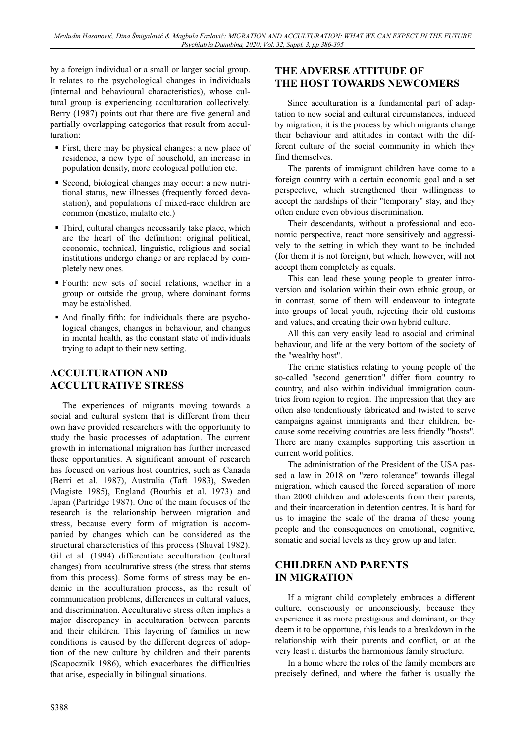by a foreign individual or a small or larger social group. It relates to the psychological changes in individuals (internal and behavioural characteristics), whose cultural group is experiencing acculturation collectively. Berry (1987) points out that there are five general and partially overlapping categories that result from acculturation:

- First, there may be physical changes: a new place of residence, a new type of household, an increase in population density, more ecological pollution etc.
- Second, biological changes may occur: a new nutritional status, new illnesses (frequently forced devastation), and populations of mixed-race children are common (mestizo, mulatto etc.)
- Third, cultural changes necessarily take place, which are the heart of the definition: original political, economic, technical, linguistic, religious and social institutions undergo change or are replaced by completely new ones.
- Fourth: new sets of social relations, whether in a group or outside the group, where dominant forms may be established.
- And finally fifth: for individuals there are psychological changes, changes in behaviour, and changes in mental health, as the constant state of individuals trying to adapt to their new setting.

## ACCULTURATION AND ACCULTURATIVE STRESS

The experiences of migrants moving towards a social and cultural system that is different from their own have provided researchers with the opportunity to study the basic processes of adaptation. The current growth in international migration has further increased these opportunities. A significant amount of research has focused on various host countries, such as Canada (Berri et al. 1987), Australia (Taft 1983), Sweden (Magiste 1985), England (Bourhis et al. 1973) and Japan (Partridge 1987). One of the main focuses of the research is the relationship between migration and stress, because every form of migration is accompanied by changes which can be considered as the structural characteristics of this process (Shuval 1982). Gil et al. (1994) differentiate acculturation (cultural changes) from acculturative stress (the stress that stems from this process). Some forms of stress may be endemic in the acculturation process, as the result of communication problems, differences in cultural values, and discrimination. Acculturative stress often implies a major discrepancy in acculturation between parents and their children. This layering of families in new conditions is caused by the different degrees of adoption of the new culture by children and their parents (Scapocznik 1986), which exacerbates the difficulties that arise, especially in bilingual situations.

## THE ADVERSE ATTITUDE OF THE HOST TOWARDS NEWCOMERS

Since acculturation is a fundamental part of adaptation to new social and cultural circumstances, induced by migration, it is the process by which migrants change their behaviour and attitudes in contact with the different culture of the social community in which they find themselves.

The parents of immigrant children have come to a foreign country with a certain economic goal and a set perspective, which strengthened their willingness to accept the hardships of their "temporary" stay, and they often endure even obvious discrimination.

Their descendants, without a professional and economic perspective, react more sensitively and aggressively to the setting in which they want to be included (for them it is not foreign), but which, however, will not accept them completely as equals.

This can lead these young people to greater introversion and isolation within their own ethnic group, or in contrast, some of them will endeavour to integrate into groups of local youth, rejecting their old customs and values, and creating their own hybrid culture.

All this can very easily lead to asocial and criminal behaviour, and life at the very bottom of the society of the "wealthy host".

The crime statistics relating to young people of the so-called "second generation" differ from country to country, and also within individual immigration countries from region to region. The impression that they are often also tendentiously fabricated and twisted to serve campaigns against immigrants and their children, because some receiving countries are less friendly "hosts". There are many examples supporting this assertion in current world politics.

The administration of the President of the USA passed a law in 2018 on "zero tolerance" towards illegal migration, which caused the forced separation of more than 2000 children and adolescents from their parents, and their incarceration in detention centres. It is hard for us to imagine the scale of the drama of these young people and the consequences on emotional, cognitive, somatic and social levels as they grow up and later.

## CHILDREN AND PARENTS IN MIGRATION

If a migrant child completely embraces a different culture, consciously or unconsciously, because they experience it as more prestigious and dominant, or they deem it to be opportune, this leads to a breakdown in the relationship with their parents and conflict, or at the very least it disturbs the harmonious family structure.

In a home where the roles of the family members are precisely defined, and where the father is usually the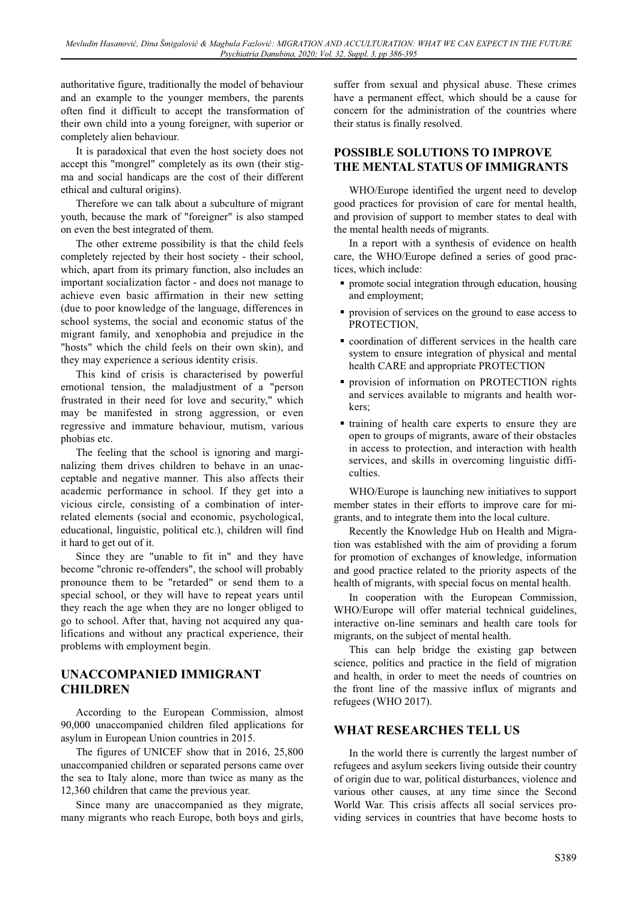authoritative figure, traditionally the model of behaviour and an example to the younger members, the parents often find it difficult to accept the transformation of their own child into a young foreigner, with superior or completely alien behaviour.

It is paradoxical that even the host society does not accept this "mongrel" completely as its own (their stigma and social handicaps are the cost of their different ethical and cultural origins).

Therefore we can talk about a subculture of migrant youth, because the mark of "foreigner" is also stamped on even the best integrated of them.

The other extreme possibility is that the child feels completely rejected by their host society - their school, which, apart from its primary function, also includes an important socialization factor - and does not manage to achieve even basic affirmation in their new setting (due to poor knowledge of the language, differences in school systems, the social and economic status of the migrant family, and xenophobia and prejudice in the "hosts" which the child feels on their own skin), and they may experience a serious identity crisis.

This kind of crisis is characterised by powerful emotional tension, the maladjustment of a "person frustrated in their need for love and security," which may be manifested in strong aggression, or even regressive and immature behaviour, mutism, various phobias etc.

The feeling that the school is ignoring and marginalizing them drives children to behave in an unacceptable and negative manner. This also affects their academic performance in school. If they get into a vicious circle, consisting of a combination of interrelated elements (social and economic, psychological, educational, linguistic, political etc.), children will find it hard to get out of it.

Since they are "unable to fit in" and they have become "chronic re-offenders", the school will probably pronounce them to be "retarded" or send them to a special school, or they will have to repeat years until they reach the age when they are no longer obliged to go to school. After that, having not acquired any qualifications and without any practical experience, their problems with employment begin.

## UNACCOMPANIED IMMIGRANT CHILDREN

According to the European Commission, almost 90,000 unaccompanied children filed applications for asylum in European Union countries in 2015.

The figures of UNICEF show that in 2016, 25,800 unaccompanied children or separated persons came over the sea to Italy alone, more than twice as many as the 12,360 children that came the previous year.

Since many are unaccompanied as they migrate, many migrants who reach Europe, both boys and girls, suffer from sexual and physical abuse. These crimes have a permanent effect, which should be a cause for concern for the administration of the countries where their status is finally resolved.

## POSSIBLE SOLUTIONS TO IMPROVE THE MENTAL STATUS OF IMMIGRANTS

WHO/Europe identified the urgent need to develop good practices for provision of care for mental health, and provision of support to member states to deal with the mental health needs of migrants.

In a report with a synthesis of evidence on health care, the WHO/Europe defined a series of good practices, which include:

- promote social integration through education, housing and employment;
- provision of services on the ground to ease access to PROTECTION,
- coordination of different services in the health care system to ensure integration of physical and mental health CARE and appropriate PROTECTION
- provision of information on PROTECTION rights and services available to migrants and health workers;
- training of health care experts to ensure they are open to groups of migrants, aware of their obstacles in access to protection, and interaction with health services, and skills in overcoming linguistic difficulties.

WHO/Europe is launching new initiatives to support member states in their efforts to improve care for migrants, and to integrate them into the local culture.

Recently the Knowledge Hub on Health and Migration was established with the aim of providing a forum for promotion of exchanges of knowledge, information and good practice related to the priority aspects of the health of migrants, with special focus on mental health.

In cooperation with the European Commission, WHO/Europe will offer material technical guidelines, interactive on-line seminars and health care tools for migrants, on the subject of mental health.

This can help bridge the existing gap between science, politics and practice in the field of migration and health, in order to meet the needs of countries on the front line of the massive influx of migrants and refugees (WHO 2017).

## WHAT RESEARCHES TELL US

In the world there is currently the largest number of refugees and asylum seekers living outside their country of origin due to war, political disturbances, violence and various other causes, at any time since the Second World War. This crisis affects all social services providing services in countries that have become hosts to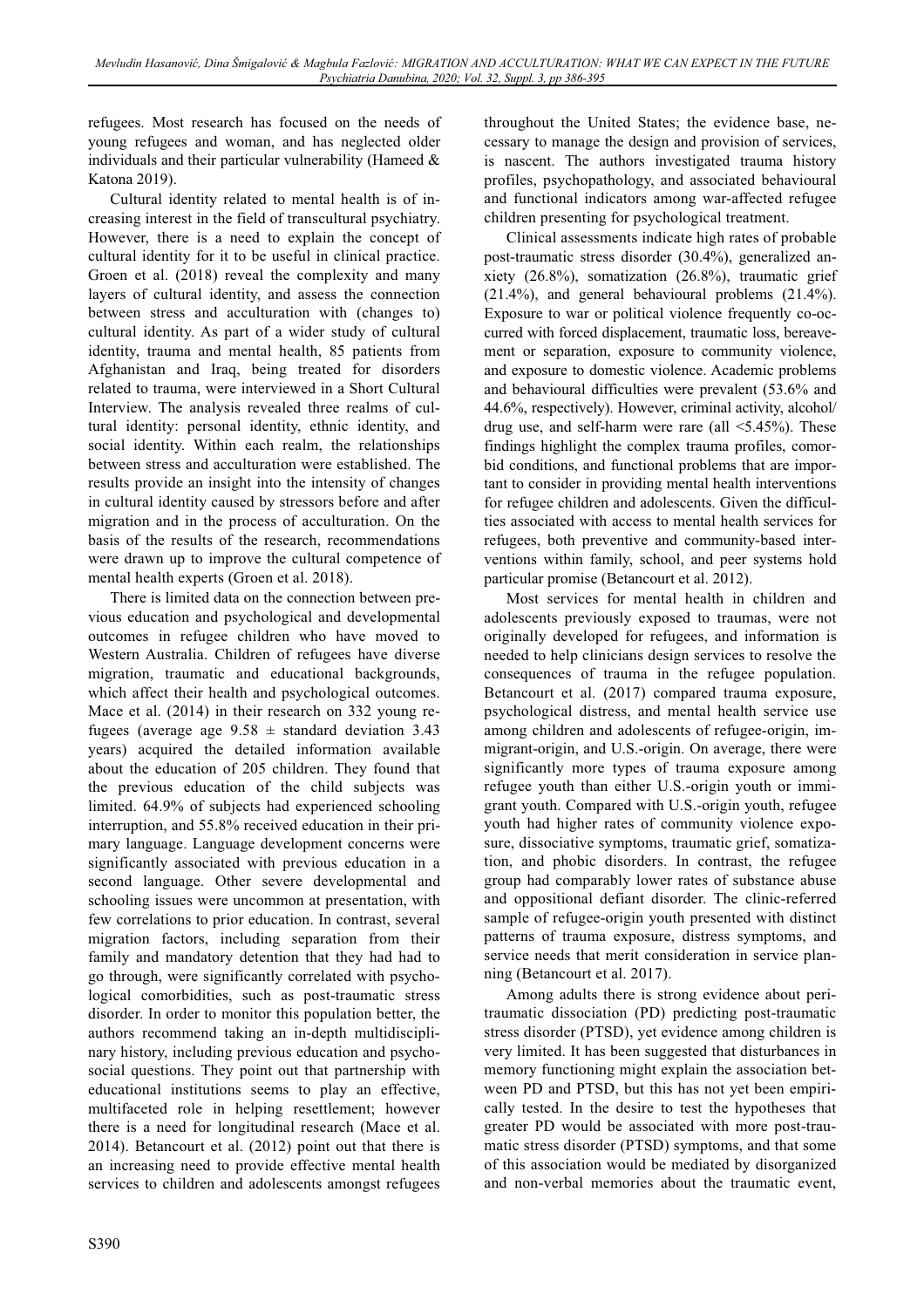refugees. Most research has focused on the needs of young refugees and woman, and has neglected older individuals and their particular vulnerability (Hameed & Katona 2019).

Cultural identity related to mental health is of increasing interest in the field of transcultural psychiatry. However, there is a need to explain the concept of cultural identity for it to be useful in clinical practice. Groen et al. (2018) reveal the complexity and many layers of cultural identity, and assess the connection between stress and acculturation with (changes to) cultural identity. As part of a wider study of cultural identity, trauma and mental health, 85 patients from Afghanistan and Iraq, being treated for disorders related to trauma, were interviewed in a Short Cultural Interview. The analysis revealed three realms of cultural identity: personal identity, ethnic identity, and social identity. Within each realm, the relationships between stress and acculturation were established. The results provide an insight into the intensity of changes in cultural identity caused by stressors before and after migration and in the process of acculturation. On the basis of the results of the research, recommendations were drawn up to improve the cultural competence of mental health experts (Groen et al. 2018).

There is limited data on the connection between previous education and psychological and developmental outcomes in refugee children who have moved to Western Australia. Children of refugees have diverse migration, traumatic and educational backgrounds, which affect their health and psychological outcomes. Mace et al. (2014) in their research on 332 young refugees (average age 9.58 ± standard deviation 3.43 years) acquired the detailed information available about the education of 205 children. They found that the previous education of the child subjects was limited. 64.9% of subjects had experienced schooling interruption, and 55.8% received education in their primary language. Language development concerns were significantly associated with previous education in a second language. Other severe developmental and schooling issues were uncommon at presentation, with few correlations to prior education. In contrast, several migration factors, including separation from their family and mandatory detention that they had had to go through, were significantly correlated with psychological comorbidities, such as post-traumatic stress disorder. In order to monitor this population better, the authors recommend taking an in-depth multidisciplinary history, including previous education and psychosocial questions. They point out that partnership with educational institutions seems to play an effective, multifaceted role in helping resettlement; however there is a need for longitudinal research (Mace et al. 2014). Betancourt et al. (2012) point out that there is an increasing need to provide effective mental health services to children and adolescents amongst refugees throughout the United States; the evidence base, necessary to manage the design and provision of services, is nascent. The authors investigated trauma history profiles, psychopathology, and associated behavioural and functional indicators among war-affected refugee children presenting for psychological treatment.

Clinical assessments indicate high rates of probable post-traumatic stress disorder (30.4%), generalized anxiety (26.8%), somatization (26.8%), traumatic grief (21.4%), and general behavioural problems (21.4%). Exposure to war or political violence frequently co-occurred with forced displacement, traumatic loss, bereavement or separation, exposure to community violence, and exposure to domestic violence. Academic problems and behavioural difficulties were prevalent (53.6% and 44.6%, respectively). However, criminal activity, alcohol/drug use, and self-harm were rare (all <5.45%). These findings highlight the complex trauma profiles, comorbid conditions, and functional problems that are important to consider in providing mental health interventions for refugee children and adolescents. Given the difficulties associated with access to mental health services for refugees, both preventive and community-based interventions within family, school, and peer systems hold particular promise (Betancourt et al. 2012).

Most services for mental health in children and adolescents previously exposed to traumas, were not originally developed for refugees, and information is needed to help clinicians design services to resolve the consequences of trauma in the refugee population. Betancourt et al. (2017) compared trauma exposure, psychological distress, and mental health service use among children and adolescents of refugee-origin, immigrant-origin, and U.S.-origin. On average, there were significantly more types of trauma exposure among refugee youth than either U.S.-origin youth or immigrant youth. Compared with U.S.-origin youth, refugee youth had higher rates of community violence exposure, dissociative symptoms, traumatic grief, somatization, and phobic disorders. In contrast, the refugee group had comparably lower rates of substance abuse and oppositional defiant disorder. The clinic-referred sample of refugee-origin youth presented with distinct patterns of trauma exposure, distress symptoms, and service needs that merit consideration in service planning (Betancourt et al. 2017).

Among adults there is strong evidence about peritraumatic dissociation (PD) predicting post-traumatic stress disorder (PTSD), yet evidence among children is very limited. It has been suggested that disturbances in memory functioning might explain the association between PD and PTSD, but this has not yet been empirically tested. In the desire to test the hypotheses that greater PD would be associated with more post-traumatic stress disorder (PTSD) symptoms, and that some of this association would be mediated by disorganized and non-verbal memories about the traumatic event,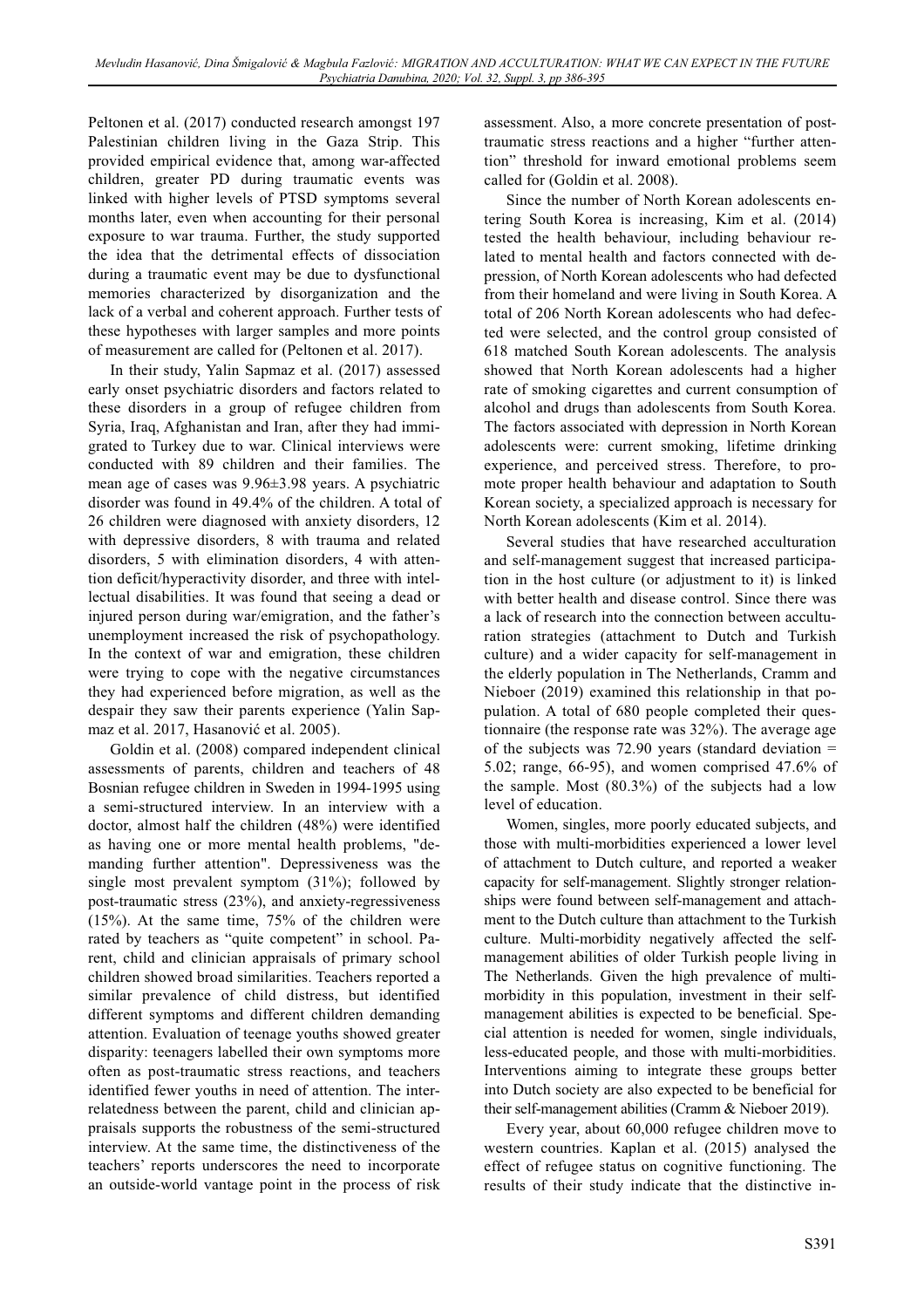Peltonen et al. (2017) conducted research amongst 197 Palestinian children living in the Gaza Strip. This provided empirical evidence that, among war-affected children, greater PD during traumatic events was linked with higher levels of PTSD symptoms several months later, even when accounting for their personal exposure to war trauma. Further, the study supported the idea that the detrimental effects of dissociation during a traumatic event may be due to dysfunctional memories characterized by disorganization and the lack of a verbal and coherent approach. Further tests of these hypotheses with larger samples and more points of measurement are called for (Peltonen et al. 2017).

In their study, Yalin Sapmaz et al. (2017) assessed early onset psychiatric disorders and factors related to these disorders in a group of refugee children from Syria, Iraq, Afghanistan and Iran, after they had immigrated to Turkey due to war. Clinical interviews were conducted with 89 children and their families. The mean age of cases was 9.96±3.98 years. A psychiatric disorder was found in 49.4% of the children. A total of 26 children were diagnosed with anxiety disorders, 12 with depressive disorders, 8 with trauma and related disorders, 5 with elimination disorders, 4 with attention deficit/hyperactivity disorder, and three with intellectual disabilities. It was found that seeing a dead or injured person during war/emigration, and the father's unemployment increased the risk of psychopathology. In the context of war and emigration, these children were trying to cope with the negative circumstances they had experienced before migration, as well as the despair they saw their parents experience (Yalin Sapmaz et al. 2017, Hasanović et al. 2005).

Goldin et al. (2008) compared independent clinical assessments of parents, children and teachers of 48 Bosnian refugee children in Sweden in 1994-1995 using a semi-structured interview. In an interview with a doctor, almost half the children (48%) were identified as having one or more mental health problems, "demanding further attention". Depressiveness was the single most prevalent symptom (31%); followed by post-traumatic stress (23%), and anxiety-regressiveness (15%). At the same time, 75% of the children were rated by teachers as "quite competent" in school. Parent, child and clinician appraisals of primary school children showed broad similarities. Teachers reported a similar prevalence of child distress, but identified different symptoms and different children demanding attention. Evaluation of teenage youths showed greater disparity: teenagers labelled their own symptoms more often as post-traumatic stress reactions, and teachers identified fewer youths in need of attention. The interrelatedness between the parent, child and clinician appraisals supports the robustness of the semi-structured interview. At the same time, the distinctiveness of the teachers' reports underscores the need to incorporate an outside-world vantage point in the process of risk assessment. Also, a more concrete presentation of post-traumatic stress reactions and a higher "further attention" threshold for inward emotional problems seem called for (Goldin et al. 2008).

Since the number of North Korean adolescents entering South Korea is increasing, Kim et al. (2014) tested the health behaviour, including behaviour related to mental health and factors connected with depression, of North Korean adolescents who had defected from their homeland and were living in South Korea. A total of 206 North Korean adolescents who had defected were selected, and the control group consisted of 618 matched South Korean adolescents. The analysis showed that North Korean adolescents had a higher rate of smoking cigarettes and current consumption of alcohol and drugs than adolescents from South Korea. The factors associated with depression in North Korean adolescents were: current smoking, lifetime drinking experience, and perceived stress. Therefore, to promote proper health behaviour and adaptation to South Korean society, a specialized approach is necessary for North Korean adolescents (Kim et al. 2014).

Several studies that have researched acculturation and self-management suggest that increased participation in the host culture (or adjustment to it) is linked with better health and disease control. Since there was a lack of research into the connection between acculturation strategies (attachment to Dutch and Turkish culture) and a wider capacity for self-management in the elderly population in The Netherlands, Cramm and Nieboer (2019) examined this relationship in that population. A total of 680 people completed their questionnaire (the response rate was 32%). The average age of the subjects was 72.90 years (standard deviation = 5.02; range, 66-95), and women comprised 47.6% of the sample. Most (80.3%) of the subjects had a low level of education.

Women, singles, more poorly educated subjects, and those with multi-morbidities experienced a lower level of attachment to Dutch culture, and reported a weaker capacity for self-management. Slightly stronger relationships were found between self-management and attachment to the Dutch culture than attachment to the Turkish culture. Multi-morbidity negatively affected the self-management abilities of older Turkish people living in The Netherlands. Given the high prevalence of multi-morbidity in this population, investment in their self-management abilities is expected to be beneficial. Special attention is needed for women, single individuals, less-educated people, and those with multi-morbidities. Interventions aiming to integrate these groups better into Dutch society are also expected to be beneficial for their self-management abilities (Cramm & Nieboer 2019).

Every year, about 60,000 refugee children move to western countries. Kaplan et al. (2015) analysed the effect of refugee status on cognitive functioning. The results of their study indicate that the distinctive in-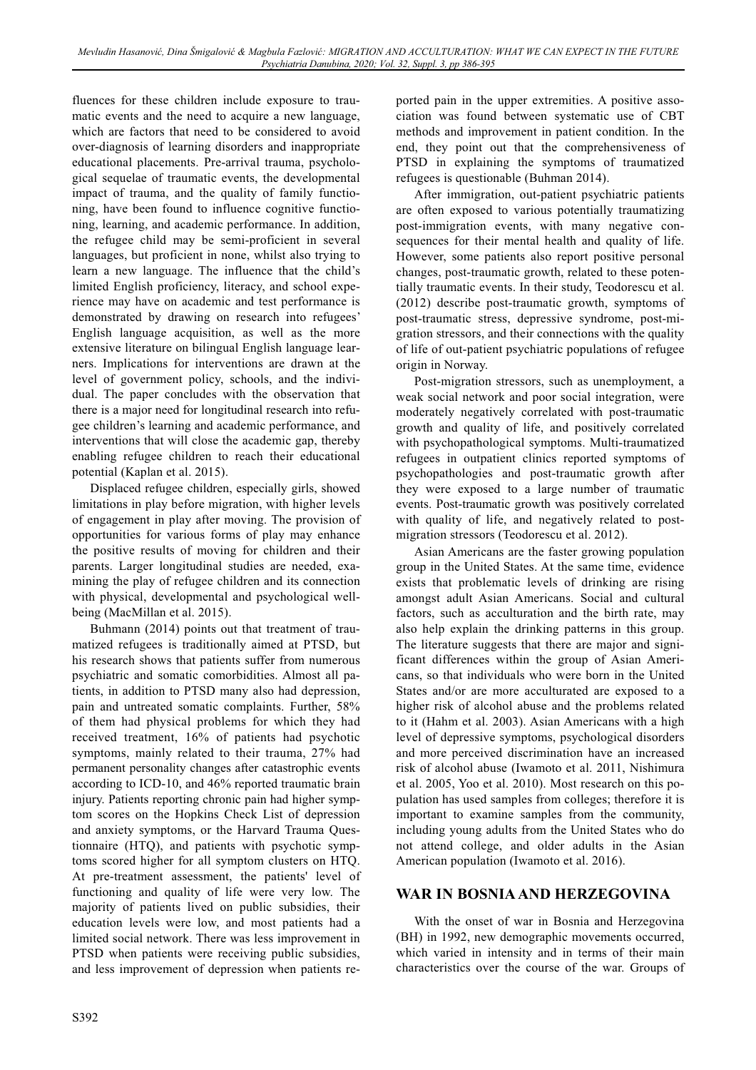fluences for these children include exposure to traumatic events and the need to acquire a new language, which are factors that need to be considered to avoid over-diagnosis of learning disorders and inappropriate educational placements. Pre-arrival trauma, psychological sequelae of traumatic events, the developmental impact of trauma, and the quality of family functioning, have been found to influence cognitive functioning, learning, and academic performance. In addition, the refugee child may be semi-proficient in several languages, but proficient in none, whilst also trying to learn a new language. The influence that the child's limited English proficiency, literacy, and school experience may have on academic and test performance is demonstrated by drawing on research into refugees' English language acquisition, as well as the more extensive literature on bilingual English language learners. Implications for interventions are drawn at the level of government policy, schools, and the individual. The paper concludes with the observation that there is a major need for longitudinal research into refugee children's learning and academic performance, and interventions that will close the academic gap, thereby enabling refugee children to reach their educational potential (Kaplan et al. 2015).

Displaced refugee children, especially girls, showed limitations in play before migration, with higher levels of engagement in play after moving. The provision of opportunities for various forms of play may enhance the positive results of moving for children and their parents. Larger longitudinal studies are needed, examining the play of refugee children and its connection with physical, developmental and psychological well-being (MacMillan et al. 2015).

Buhmann (2014) points out that treatment of traumatized refugees is traditionally aimed at PTSD, but his research shows that patients suffer from numerous psychiatric and somatic comorbidities. Almost all patients, in addition to PTSD many also had depression, pain and untreated somatic complaints. Further, 58% of them had physical problems for which they had received treatment, 16% of patients had psychotic symptoms, mainly related to their trauma, 27% had permanent personality changes after catastrophic events according to ICD-10, and 46% reported traumatic brain injury. Patients reporting chronic pain had higher symptom scores on the Hopkins Check List of depression and anxiety symptoms, or the Harvard Trauma Questionnaire (HTQ), and patients with psychotic symptoms scored higher for all symptom clusters on HTQ. At pre-treatment assessment, the patients' level of functioning and quality of life were very low. The majority of patients lived on public subsidies, their education levels were low, and most patients had a limited social network. There was less improvement in PTSD when patients were receiving public subsidies, and less improvement of depression when patients reported pain in the upper extremities. A positive association was found between systematic use of CBT methods and improvement in patient condition. In the end, they point out that the comprehensiveness of PTSD in explaining the symptoms of traumatized refugees is questionable (Buhman 2014).

After immigration, out-patient psychiatric patients are often exposed to various potentially traumatizing post-immigration events, with many negative consequences for their mental health and quality of life. However, some patients also report positive personal changes, post-traumatic growth, related to these potentially traumatic events. In their study, Teodorescu et al. (2012) describe post-traumatic growth, symptoms of post-traumatic stress, depressive syndrome, post-migration stressors, and their connections with the quality of life of out-patient psychiatric populations of refugee origin in Norway.

Post-migration stressors, such as unemployment, a weak social network and poor social integration, were moderately negatively correlated with post-traumatic growth and quality of life, and positively correlated with psychopathological symptoms. Multi-traumatized refugees in outpatient clinics reported symptoms of psychopathologies and post-traumatic growth after they were exposed to a large number of traumatic events. Post-traumatic growth was positively correlated with quality of life, and negatively related to post-migration stressors (Teodorescu et al. 2012).

Asian Americans are the faster growing population group in the United States. At the same time, evidence exists that problematic levels of drinking are rising amongst adult Asian Americans. Social and cultural factors, such as acculturation and the birth rate, may also help explain the drinking patterns in this group. The literature suggests that there are major and significant differences within the group of Asian Americans, so that individuals who were born in the United States and/or are more acculturated are exposed to a higher risk of alcohol abuse and the problems related to it (Hahm et al. 2003). Asian Americans with a high level of depressive symptoms, psychological disorders and more perceived discrimination have an increased risk of alcohol abuse (Iwamoto et al. 2011, Nishimura et al. 2005, Yoo et al. 2010). Most research on this population has used samples from colleges; therefore it is important to examine samples from the community, including young adults from the United States who do not attend college, and older adults in the Asian American population (Iwamoto et al. 2016).

## WAR IN BOSNIA AND HERZEGOVINA

With the onset of war in Bosnia and Herzegovina (BH) in 1992, new demographic movements occurred, which varied in intensity and in terms of their main characteristics over the course of the war. Groups of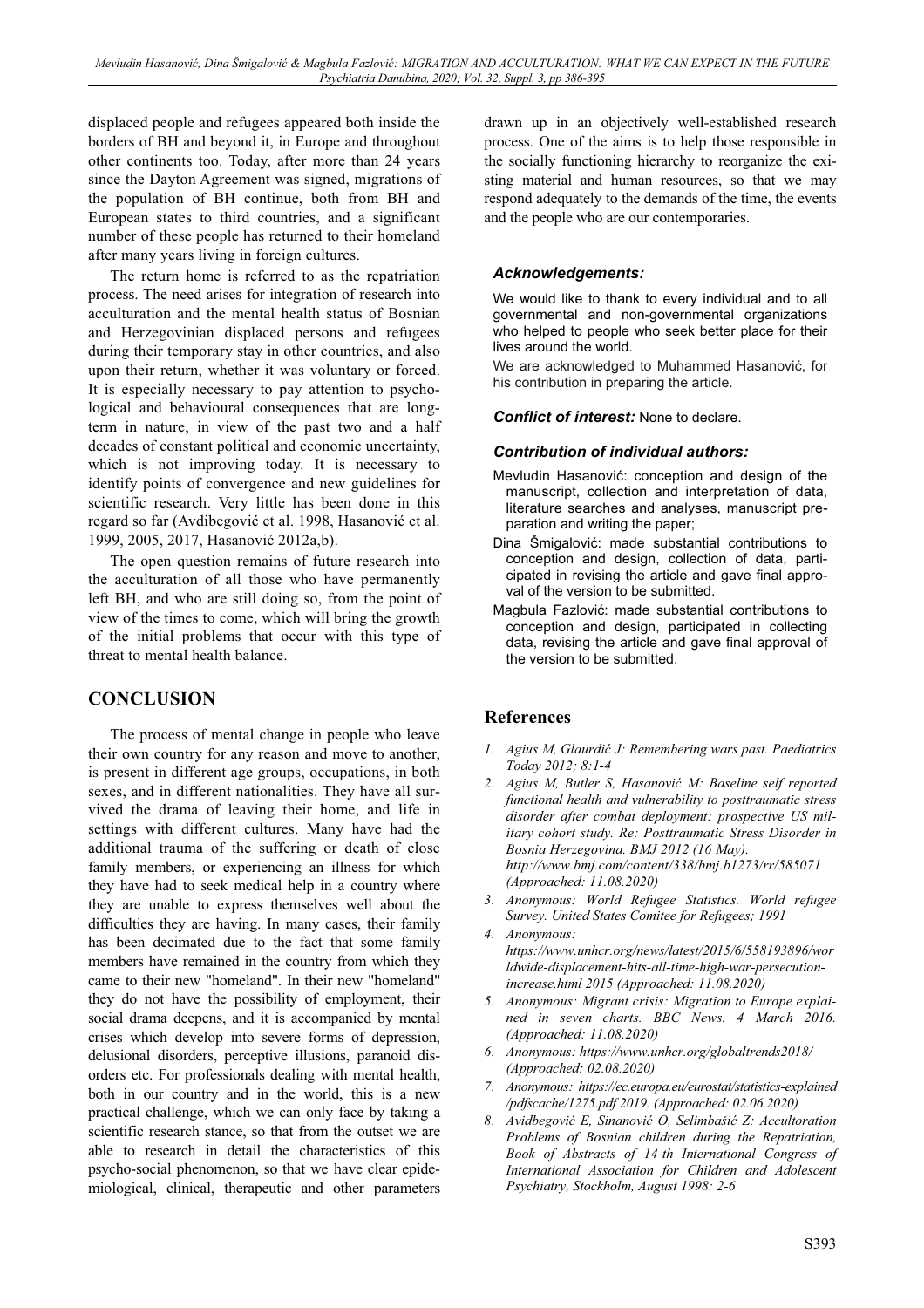displaced people and refugees appeared both inside the borders of BH and beyond it, in Europe and throughout other continents too. Today, after more than 24 years since the Dayton Agreement was signed, migrations of the population of BH continue, both from BH and European states to third countries, and a significant number of these people has returned to their homeland after many years living in foreign cultures.

The return home is referred to as the repatriation process. The need arises for integration of research into acculturation and the mental health status of Bosnian and Herzegovinian displaced persons and refugees during their temporary stay in other countries, and also upon their return, whether it was voluntary or forced. It is especially necessary to pay attention to psychological and behavioural consequences that are long-term in nature, in view of the past two and a half decades of constant political and economic uncertainty, which is not improving today. It is necessary to identify points of convergence and new guidelines for scientific research. Very little has been done in this regard so far (Avdibegović et al. 1998, Hasanović et al. 1999, 2005, 2017, Hasanović 2012a,b).

The open question remains of future research into the acculturation of all those who have permanently left BH, and who are still doing so, from the point of view of the times to come, which will bring the growth of the initial problems that occur with this type of threat to mental health balance.

## CONCLUSION

The process of mental change in people who leave their own country for any reason and move to another, is present in different age groups, occupations, in both sexes, and in different nationalities. They have all survived the drama of leaving their home, and life in settings with different cultures. Many have had the additional trauma of the suffering or death of close family members, or experiencing an illness for which they have had to seek medical help in a country where they are unable to express themselves well about the difficulties they are having. In many cases, their family has been decimated due to the fact that some family members have remained in the country from which they came to their new "homeland". In their new "homeland" they do not have the possibility of employment, their social drama deepens, and it is accompanied by mental crises which develop into severe forms of depression, delusional disorders, perceptive illusions, paranoid disorders etc. For professionals dealing with mental health, both in our country and in the world, this is a new practical challenge, which we can only face by taking a scientific research stance, so that from the outset we are able to research in detail the characteristics of this psycho-social phenomenon, so that we have clear epidemiological, clinical, therapeutic and other parameters drawn up in an objectively well-established research process. One of the aims is to help those responsible in the socially functioning hierarchy to reorganize the existing material and human resources, so that we may respond adequately to the demands of the time, the events and the people who are our contemporaries.

### *Acknowledgements:*

We would like to thank to every individual and to all governmental and non-governmental organizations who helped to people who seek better place for their lives around the world.

We are acknowledged to Muhammed Hasanović, for his contribution in preparing the article.

***Conflict of interest:*** None to declare.

### *Contribution of individual authors:*

Mevludin Hasanović: conception and design of the manuscript, collection and interpretation of data, literature searches and analyses, manuscript preparation and writing the paper;

Dina Šmigalović: made substantial contributions to conception and design, collection of data, participated in revising the article and gave final approval of the version to be submitted.

Magbula Fazlović: made substantial contributions to conception and design, participated in collecting data, revising the article and gave final approval of the version to be submitted.

## References

1. *Agius M, Glaurdić J: Remembering wars past. Paediatrics Today 2012; 8:1-4*
2. *Agius M, Butler S, Hasanović M: Baseline self reported functional health and vulnerability to posttraumatic stress disorder after combat deployment: prospective US military cohort study. Re: Posttraumatic Stress Disorder in Bosnia Herzegovina. BMJ 2012 (16 May). http://www.bmj.com/content/338/bmj.b1273/rr/585071 (Approached: 11.08.2020)*
3. *Anonymous: World Refugee Statistics. World refugee Survey. United States Comitee for Refugees; 1991*
4. *Anonymous: https://www.unhcr.org/news/latest/2015/6/558193896/worldwide-displacement-hits-all-time-high-war-persecution-increase.html 2015 (Approached: 11.08.2020)*
5. *Anonymous: Migrant crisis: Migration to Europe explained in seven charts. BBC News. 4 March 2016. (Approached: 11.08.2020)*
6. *Anonymous: https://www.unhcr.org/globaltrends2018/ (Approached: 02.08.2020)*
7. *Anonymous: https://ec.europa.eu/eurostat/statistics-explained/pdfscache/1275.pdf 2019. (Approached: 02.06.2020)*
8. *Avidbegović E, Sinanović O, Selimbašić Z: Accultoration Problems of Bosnian children during the Repatriation, Book of Abstracts of 14-th International Congress of International Association for Children and Adolescent Psychiatry, Stockholm, August 1998: 2-6*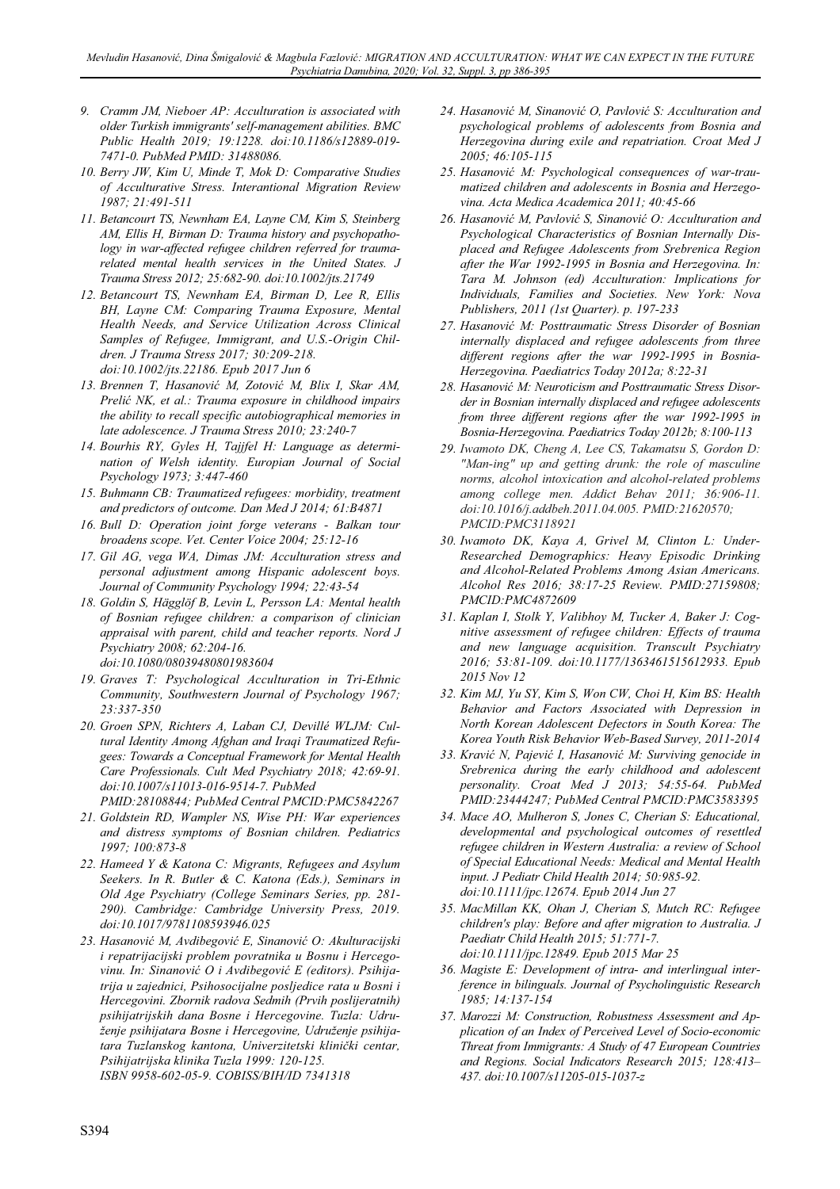9. Cramm JM, Nieboer AP: Acculturation is associated with older Turkish immigrants' self-management abilities. BMC Public Health 2019; 19:1228. doi:10.1186/s12889-019-7471-0. PubMed PMID: 31488086.
10. Berry JW, Kim U, Minde T, Mok D: Comparative Studies of Acculturative Stress. Interantional Migration Review 1987; 21:491-511
11. Betancourt TS, Newnham EA, Layne CM, Kim S, Steinberg AM, Ellis H, Birman D: Trauma history and psychopathology in war-affected refugee children referred for trauma-related mental health services in the United States. J Trauma Stress 2012; 25:682-90. doi:10.1002/jts.21749
12. Betancourt TS, Newnham EA, Birman D, Lee R, Ellis BH, Layne CM: Comparing Trauma Exposure, Mental Health Needs, and Service Utilization Across Clinical Samples of Refugee, Immigrant, and U.S.-Origin Children. J Trauma Stress 2017; 30:209-218. doi:10.1002/jts.22186. Epub 2017 Jun 6
13. Brennen T, Hasanović M, Zotović M, Blix I, Skar AM, Prelić NK, et al.: Trauma exposure in childhood impairs the ability to recall specific autobiographical memories in late adolescence. J Trauma Stress 2010; 23:240-7
14. Bourhis RY, Gyles H, Tajjfel H: Language as determination of Welsh identity. Europian Journal of Social Psychology 1973; 3:447-460
15. Buhmann CB: Traumatized refugees: morbidity, treatment and predictors of outcome. Dan Med J 2014; 61:B4871
16. Bull D: Operation joint forge veterans - Balkan tour broadens scope. Vet. Center Voice 2004; 25:12-16
17. Gil AG, vega WA, Dimas JM: Acculturation stress and personal adjustment among Hispanic adolescent boys. Journal of Community Psychology 1994; 22:43-54
18. Goldin S, Hägglöf B, Levin L, Persson LA: Mental health of Bosnian refugee children: a comparison of clinician appraisal with parent, child and teacher reports. Nord J Psychiatry 2008; 62:204-16. doi:10.1080/08039480801983604
19. Graves T: Psychological Acculturation in Tri-Ethnic Community, Southwestern Journal of Psychology 1967; 23:337-350
20. Groen SPN, Richters A, Laban CJ, Devillé WLJM: Cultural Identity Among Afghan and Iraqi Traumatized Refugees: Towards a Conceptual Framework for Mental Health Care Professionals. Cult Med Psychiatry 2018; 42:69-91. doi:10.1007/s11013-016-9514-7. PubMed PMID:28108844; PubMed Central PMCID:PMC5842267
21. Goldstein RD, Wampler NS, Wise PH: War experiences and distress symptoms of Bosnian children. Pediatrics 1997; 100:873-8
22. Hameed Y & Katona C: Migrants, Refugees and Asylum Seekers. In R. Butler & C. Katona (Eds.), Seminars in Old Age Psychiatry (College Seminars Series, pp. 281-290). Cambridge: Cambridge University Press, 2019. doi:10.1017/9781108593946.025
23. Hasanović M, Avdibegović E, Sinanović O: Akulturacijski i repatrijacijski problem povratnika u Bosnu i Hercegovinu. In: Sinanović O i Avdibegović E (editors). Psihijatrija u zajednici, Psihosocijalne posljedice rata u Bosni i Hercegovini. Zbornik radova Sedmih (Prvih poslijeratnih) psihijatrijskih dana Bosne i Hercegovine. Tuzla: Udruženje psihijatara Bosne i Hercegovine, Udruženje psihijatara Tuzlanskog kantona, Univerzitetski klinički centar, Psihijatrijska klinika Tuzla 1999: 120-125. ISBN 9958-602-05-9. COBISS/BIH/ID 7341318
24. Hasanović M, Sinanović O, Pavlović S: Acculturation and psychological problems of adolescents from Bosnia and Herzegovina during exile and repatriation. Croat Med J 2005; 46:105-115
25. Hasanović M: Psychological consequences of war-traumatized children and adolescents in Bosnia and Herzegovina. Acta Medica Academica 2011; 40:45-66
26. Hasanović M, Pavlović S, Sinanović O: Acculturation and Psychological Characteristics of Bosnian Internally Displaced and Refugee Adolescents from Srebrenica Region after the War 1992-1995 in Bosnia and Herzegovina. In: Tara M. Johnson (ed) Acculturation: Implications for Individuals, Families and Societies. New York: Nova Publishers, 2011 (1st Quarter). p. 197-233
27. Hasanović M: Posttraumatic Stress Disorder of Bosnian internally displaced and refugee adolescents from three different regions after the war 1992-1995 in Bosnia-Herzegovina. Paediatrics Today 2012a; 8:22-31
28. Hasanović M: Neuroticism and Posttraumatic Stress Disorder in Bosnian internally displaced and refugee adolescents from three different regions after the war 1992-1995 in Bosnia-Herzegovina. Paediatrics Today 2012b; 8:100-113
29. Iwamoto DK, Cheng A, Lee CS, Takamatsu S, Gordon D: "Man-ing" up and getting drunk: the role of masculine norms, alcohol intoxication and alcohol-related problems among college men. Addict Behav 2011; 36:906-11. doi:10.1016/j.addbeh.2011.04.005. PMID:21620570; PMCID:PMC3118921
30. Iwamoto DK, Kaya A, Grivel M, Clinton L: Under-Researched Demographics: Heavy Episodic Drinking and Alcohol-Related Problems Among Asian Americans. Alcohol Res 2016; 38:17-25 Review. PMID:27159808; PMCID:PMC4872609
31. Kaplan I, Stolk Y, Valibhoy M, Tucker A, Baker J: Cognitive assessment of refugee children: Effects of trauma and new language acquisition. Transcult Psychiatry 2016; 53:81-109. doi:10.1177/1363461515612933. Epub 2015 Nov 12
32. Kim MJ, Yu SY, Kim S, Won CW, Choi H, Kim BS: Health Behavior and Factors Associated with Depression in North Korean Adolescent Defectors in South Korea: The Korea Youth Risk Behavior Web-Based Survey, 2011-2014
33. Kravić N, Pajević I, Hasanović M: Surviving genocide in Srebrenica during the early childhood and adolescent personality. Croat Med J 2013; 54:55-64. PubMed PMID:23444247; PubMed Central PMCID:PMC3583395
34. Mace AO, Mulheron S, Jones C, Cherian S: Educational, developmental and psychological outcomes of resettled refugee children in Western Australia: a review of School of Special Educational Needs: Medical and Mental Health input. J Pediatr Child Health 2014; 50:985-92. doi:10.1111/jpc.12674. Epub 2014 Jun 27
35. MacMillan KK, Ohan J, Cherian S, Mutch RC: Refugee children's play: Before and after migration to Australia. J Paediatr Child Health 2015; 51:771-7. doi:10.1111/jpc.12849. Epub 2015 Mar 25
36. Magiste E: Development of intra- and interlingual interference in bilinguals. Journal of Psycholinguistic Research 1985; 14:137-154
37. Marozzi M: Construction, Robustness Assessment and Application of an Index of Perceived Level of Socio-economic Threat from Immigrants: A Study of 47 European Countries and Regions. Social Indicators Research 2015; 128:413–437. doi:10.1007/s11205-015-1037-z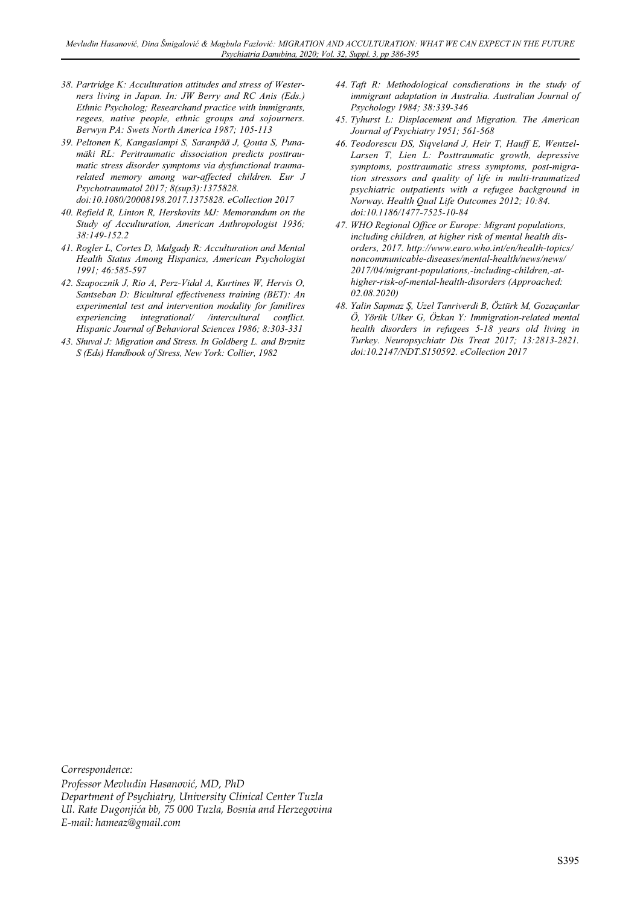38. Partridge K: Acculturation attitudes and stress of Westerners living in Japan. In: JW Berry and RC Anis (Eds.) Ethnic Psycholog; Researchand practice with immigrants, regees, native people, ethnic groups and sojourners. Berwyn PA: Swets North America 1987; 105-113
39. Peltonen K, Kangaslampi S, Saranpää J, Qouta S, Punamäki RL: Peritraumatic dissociation predicts posttraumatic stress disorder symptoms via dysfunctional trauma-related memory among war-affected children. Eur J Psychotraumatol 2017; 8(sup3):1375828. doi:10.1080/20008198.2017.1375828. eCollection 2017
40. Refield R, Linton R, Herskovits MJ: Memorandum on the Study of Acculturation, American Anthropologist 1936; 38:149-152.2
41. Rogler L, Cortes D, Malgady R: Acculturation and Mental Health Status Among Hispanics, American Psychologist 1991; 46:585-597
42. Szapocznik J, Rio A, Perz-Vidal A, Kurtines W, Hervis O, Santseban D: Bicultural effectiveness training (BET): An experimental test and intervention modality for familires experiencing integrational/ /intercultural conflict. Hispanic Journal of Behavioral Sciences 1986; 8:303-331
43. Shuval J: Migration and Stress. In Goldberg L. and Brznitz S (Eds) Handbook of Stress, New York: Collier, 1982
44. Taft R: Methodological consdierations in the study of immigrant adaptation in Australia. Australian Journal of Psychology 1984; 38:339-346
45. Tyhurst L: Displacement and Migration. The American Journal of Psychiatry 1951; 561-568
46. Teodorescu DS, Siqveland J, Heir T, Hauff E, Wentzel-Larsen T, Lien L: Posttraumatic growth, depressive symptoms, posttraumatic stress symptoms, post-migration stressors and quality of life in multi-traumatized psychiatric outpatients with a refugee background in Norway. Health Qual Life Outcomes 2012; 10:84. doi:10.1186/1477-7525-10-84
47. WHO Regional Office or Europe: Migrant populations, including children, at higher risk of mental health disorders, 2017. http://www.euro.who.int/en/health-topics/noncommunicable-diseases/mental-health/news/news/2017/04/migrant-populations,-including-children,-at-higher-risk-of-mental-health-disorders (Approached: 02.08.2020)
48. Yalin Sapmaz Ş, Uzel Tanriverdi B, Öztürk M, Gozaçanlar Ö, Yörük Ulker G, Özkan Y: Immigration-related mental health disorders in refugees 5-18 years old living in Turkey. Neuropsychiatr Dis Treat 2017; 13:2813-2821. doi:10.2147/NDT.S150592. eCollection 2017

*Correspondence:*
*Professor Mevludin Hasanović, MD, PhD*
*Department of Psychiatry, University Clinical Center Tuzla*
*Ul. Rate Dugonjića bb, 75 000 Tuzla, Bosnia and Herzegovina*
*E-mail: hameaz@gmail.com*